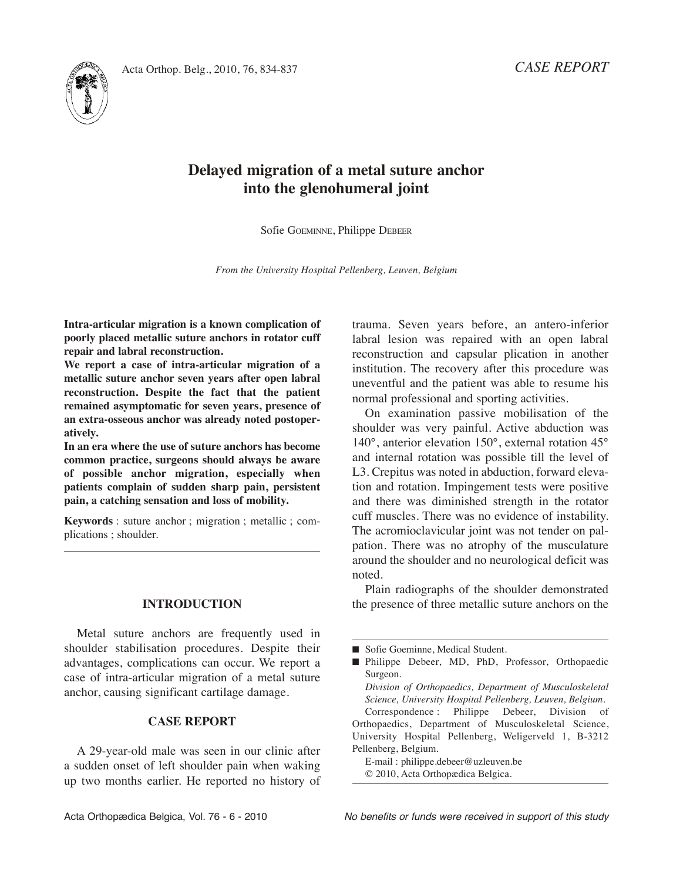*CASE REPORT*

# Delayed migration of a metal suture anchor into the glenohumeral joint

Sofie Goeminne, Philippe Debeer

*From the University Hospital Pellenberg, Leuven, Belgium*

**Intra-articular migration is a known complication of poorly placed metallic suture anchors in rotator cuff repair and labral reconstruction.**

**We report a case of intra-articular migration of a metallic suture anchor seven years after open labral reconstruction. Despite the fact that the patient remained asymptomatic for seven years, presence of an extra-osseous anchor was already noted postoperatively.**

**In an era where the use of suture anchors has become common practice, surgeons should always be aware of possible anchor migration, especially when patients complain of sudden sharp pain, persistent pain, a catching sensation and loss of mobility.**

**Keywords** : suture anchor ; migration ; metallic ; complications ; shoulder.

## INTRODUCTION

Metal suture anchors are frequently used in shoulder stabilisation procedures. Despite their advantages, complications can occur. We report a case of intra-articular migration of a metal suture anchor, causing significant cartilage damage.

## CASE REPORT

A 29-year-old male was seen in our clinic after a sudden onset of left shoulder pain when waking up two months earlier. He reported no history of trauma. Seven years before, an antero-inferior labral lesion was repaired with an open labral reconstruction and capsular plication in another institution. The recovery after this procedure was uneventful and the patient was able to resume his normal professional and sporting activities.

On examination passive mobilisation of the shoulder was very painful. Active abduction was 140°, anterior elevation 150°, external rotation 45° and internal rotation was possible till the level of L3. Crepitus was noted in abduction, forward elevation and rotation. Impingement tests were positive and there was diminished strength in the rotator cuff muscles. There was no evidence of instability. The acromioclavicular joint was not tender on palpation. There was no atrophy of the musculature around the shoulder and no neurological deficit was noted.

Plain radiographs of the shoulder demonstrated the presence of three metallic suture anchors on the

---

- Sofie Goeminne, Medical Student.
- Philippe Debeer, MD, PhD, Professor, Orthopaedic Surgeon.

*Division of Orthopaedics, Department of Musculoskeletal Science, University Hospital Pellenberg, Leuven, Belgium.*

Correspondence : Philippe Debeer, Division of Orthopaedics, Department of Musculoskeletal Science, University Hospital Pellenberg, Weligerveld 1, B-3212 Pellenberg, Belgium.

E-mail : philippe.debeer@uzleuven.be

© 2010, Acta Orthopædica Belgica.

*No benefits or funds were received in support of this study*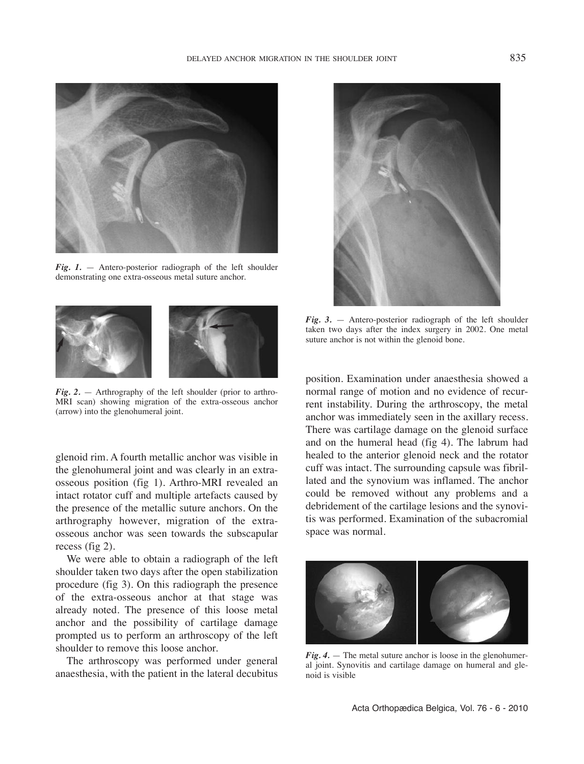*Fig. 1.* — Antero-posterior radiograph of the left shoulder demonstrating one extra-osseous metal suture anchor.

*Fig. 2.* — Arthrography of the left shoulder (prior to arthro-MRI scan) showing migration of the extra-osseous anchor (arrow) into the glenohumeral joint.

glenoid rim. A fourth metallic anchor was visible in the glenohumeral joint and was clearly in an extra-osseous position (fig 1). Arthro-MRI revealed an intact rotator cuff and multiple artefacts caused by the presence of the metallic suture anchors. On the arthrography however, migration of the extra-osseous anchor was seen towards the subscapular recess (fig 2).

We were able to obtain a radiograph of the left shoulder taken two days after the open stabilization procedure (fig 3). On this radiograph the presence of the extra-osseous anchor at that stage was already noted. The presence of this loose metal anchor and the possibility of cartilage damage prompted us to perform an arthroscopy of the left shoulder to remove this loose anchor.

The arthroscopy was performed under general anaesthesia, with the patient in the lateral decubitus

*Fig. 3.* — Antero-posterior radiograph of the left shoulder taken two days after the index surgery in 2002. One metal suture anchor is not within the glenoid bone.

position. Examination under anaesthesia showed a normal range of motion and no evidence of recurrent instability. During the arthroscopy, the metal anchor was immediately seen in the axillary recess. There was cartilage damage on the glenoid surface and on the humeral head (fig 4). The labrum had healed to the anterior glenoid neck and the rotator cuff was intact. The surrounding capsule was fibrillated and the synovium was inflamed. The anchor could be removed without any problems and a debridement of the cartilage lesions and the synovitis was performed. Examination of the subacromial space was normal.

*Fig. 4.* — The metal suture anchor is loose in the glenohumeral joint. Synovitis and cartilage damage on humeral and glenoid is visible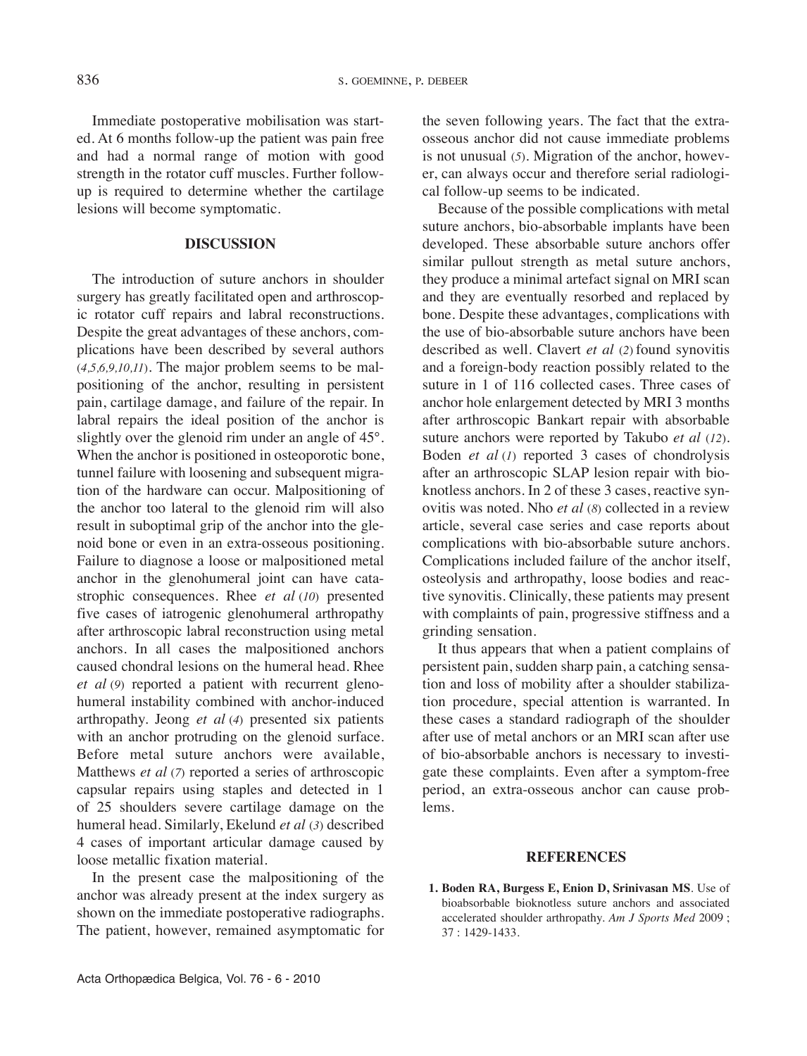Immediate postoperative mobilisation was started. At 6 months follow-up the patient was pain free and had a normal range of motion with good strength in the rotator cuff muscles. Further follow-up is required to determine whether the cartilage lesions will become symptomatic.

## DISCUSSION

The introduction of suture anchors in shoulder surgery has greatly facilitated open and arthroscopic rotator cuff repairs and labral reconstructions. Despite the great advantages of these anchors, complications have been described by several authors (*4,5,6,9,10,11*). The major problem seems to be malpositioning of the anchor, resulting in persistent pain, cartilage damage, and failure of the repair. In labral repairs the ideal position of the anchor is slightly over the glenoid rim under an angle of 45°. When the anchor is positioned in osteoporotic bone, tunnel failure with loosening and subsequent migration of the hardware can occur. Malpositioning of the anchor too lateral to the glenoid rim will also result in suboptimal grip of the anchor into the glenoid bone or even in an extra-osseous positioning. Failure to diagnose a loose or malpositioned metal anchor in the glenohumeral joint can have catastrophic consequences. Rhee *et al* (*10*) presented five cases of iatrogenic glenohumeral arthropathy after arthroscopic labral reconstruction using metal anchors. In all cases the malpositioned anchors caused chondral lesions on the humeral head. Rhee *et al* (*9*) reported a patient with recurrent glenohumeral instability combined with anchor-induced arthropathy. Jeong *et al* (*4*) presented six patients with an anchor protruding on the glenoid surface. Before metal suture anchors were available, Matthews *et al* (*7*) reported a series of arthroscopic capsular repairs using staples and detected in 1 of 25 shoulders severe cartilage damage on the humeral head. Similarly, Ekelund *et al* (*3*) described 4 cases of important articular damage caused by loose metallic fixation material.

In the present case the malpositioning of the anchor was already present at the index surgery as shown on the immediate postoperative radiographs. The patient, however, remained asymptomatic for the seven following years. The fact that the extra-osseous anchor did not cause immediate problems is not unusual (*5*). Migration of the anchor, however, can always occur and therefore serial radiological follow-up seems to be indicated.

Because of the possible complications with metal suture anchors, bio-absorbable implants have been developed. These absorbable suture anchors offer similar pullout strength as metal suture anchors, they produce a minimal artefact signal on MRI scan and they are eventually resorbed and replaced by bone. Despite these advantages, complications with the use of bio-absorbable suture anchors have been described as well. Clavert *et al* (*2*) found synovitis and a foreign-body reaction possibly related to the suture in 1 of 116 collected cases. Three cases of anchor hole enlargement detected by MRI 3 months after arthroscopic Bankart repair with absorbable suture anchors were reported by Takubo *et al* (*12*). Boden *et al* (*1*) reported 3 cases of chondrolysis after an arthroscopic SLAP lesion repair with bio-knotless anchors. In 2 of these 3 cases, reactive synovitis was noted. Nho *et al* (*8*) collected in a review article, several case series and case reports about complications with bio-absorbable suture anchors. Complications included failure of the anchor itself, osteolysis and arthropathy, loose bodies and reactive synovitis. Clinically, these patients may present with complaints of pain, progressive stiffness and a grinding sensation.

It thus appears that when a patient complains of persistent pain, sudden sharp pain, a catching sensation and loss of mobility after a shoulder stabilization procedure, special attention is warranted. In these cases a standard radiograph of the shoulder after use of metal anchors or an MRI scan after use of bio-absorbable anchors is necessary to investigate these complaints. Even after a symptom-free period, an extra-osseous anchor can cause problems.

## REFERENCES

1. **Boden RA, Burgess E, Enion D, Srinivasan MS**. Use of bioabsorbable bioknotless suture anchors and associated accelerated shoulder arthropathy. *Am J Sports Med* 2009 ; 37 : 1429-1433.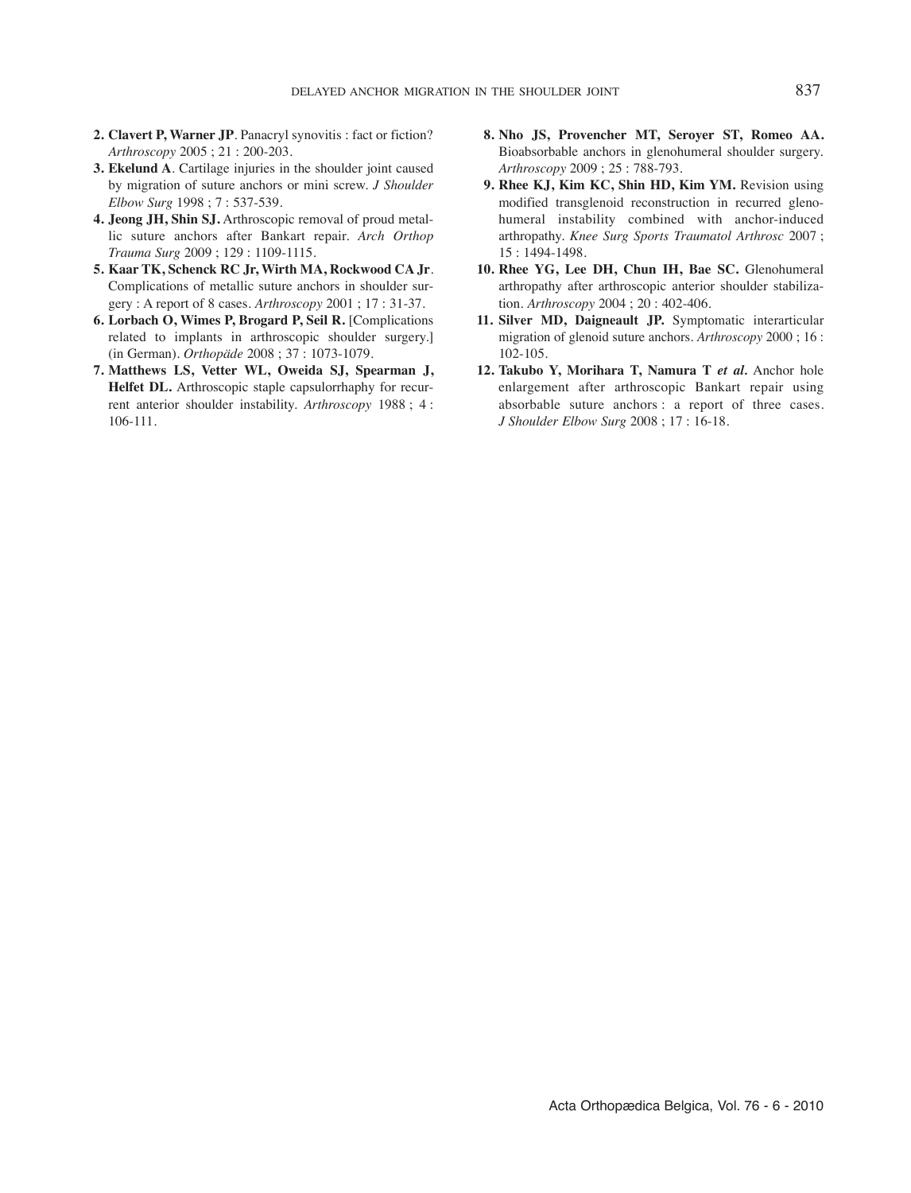2. **Clavert P, Warner JP**. Panacryl synovitis : fact or fiction? *Arthroscopy* 2005 ; 21 : 200-203.
3. **Ekelund A**. Cartilage injuries in the shoulder joint caused by migration of suture anchors or mini screw. *J Shoulder Elbow Surg* 1998 ; 7 : 537-539.
4. **Jeong JH, Shin SJ.** Arthroscopic removal of proud metallic suture anchors after Bankart repair. *Arch Orthop Trauma Surg* 2009 ; 129 : 1109-1115.
5. **Kaar TK, Schenck RC Jr, Wirth MA, Rockwood CA Jr**. Complications of metallic suture anchors in shoulder surgery : A report of 8 cases. *Arthroscopy* 2001 ; 17 : 31-37.
6. **Lorbach O, Wimes P, Brogard P, Seil R.** [Complications related to implants in arthroscopic shoulder surgery.] (in German). *Orthopäde* 2008 ; 37 : 1073-1079.
7. **Matthews LS, Vetter WL, Oweida SJ, Spearman J, Helfet DL.** Arthroscopic staple capsulorrhaphy for recurrent anterior shoulder instability. *Arthroscopy* 1988 ; 4 : 106-111.
8. **Nho JS, Provencher MT, Seroyer ST, Romeo AA.** Bioabsorbable anchors in glenohumeral shoulder surgery. *Arthroscopy* 2009 ; 25 : 788-793.
9. **Rhee KJ, Kim KC, Shin HD, Kim YM.** Revision using modified transglenoid reconstruction in recurred glenohumeral instability combined with anchor-induced arthropathy. *Knee Surg Sports Traumatol Arthrosc* 2007 ; 15 : 1494-1498.
10. **Rhee YG, Lee DH, Chun IH, Bae SC.** Glenohumeral arthropathy after arthroscopic anterior shoulder stabilization. *Arthroscopy* 2004 ; 20 : 402-406.
11. **Silver MD, Daigneault JP.** Symptomatic interarticular migration of glenoid suture anchors. *Arthroscopy* 2000 ; 16 : 102-105.
12. **Takubo Y, Morihara T, Namura T *et al*.** Anchor hole enlargement after arthroscopic Bankart repair using absorbable suture anchors : a report of three cases. *J Shoulder Elbow Surg* 2008 ; 17 : 16-18.